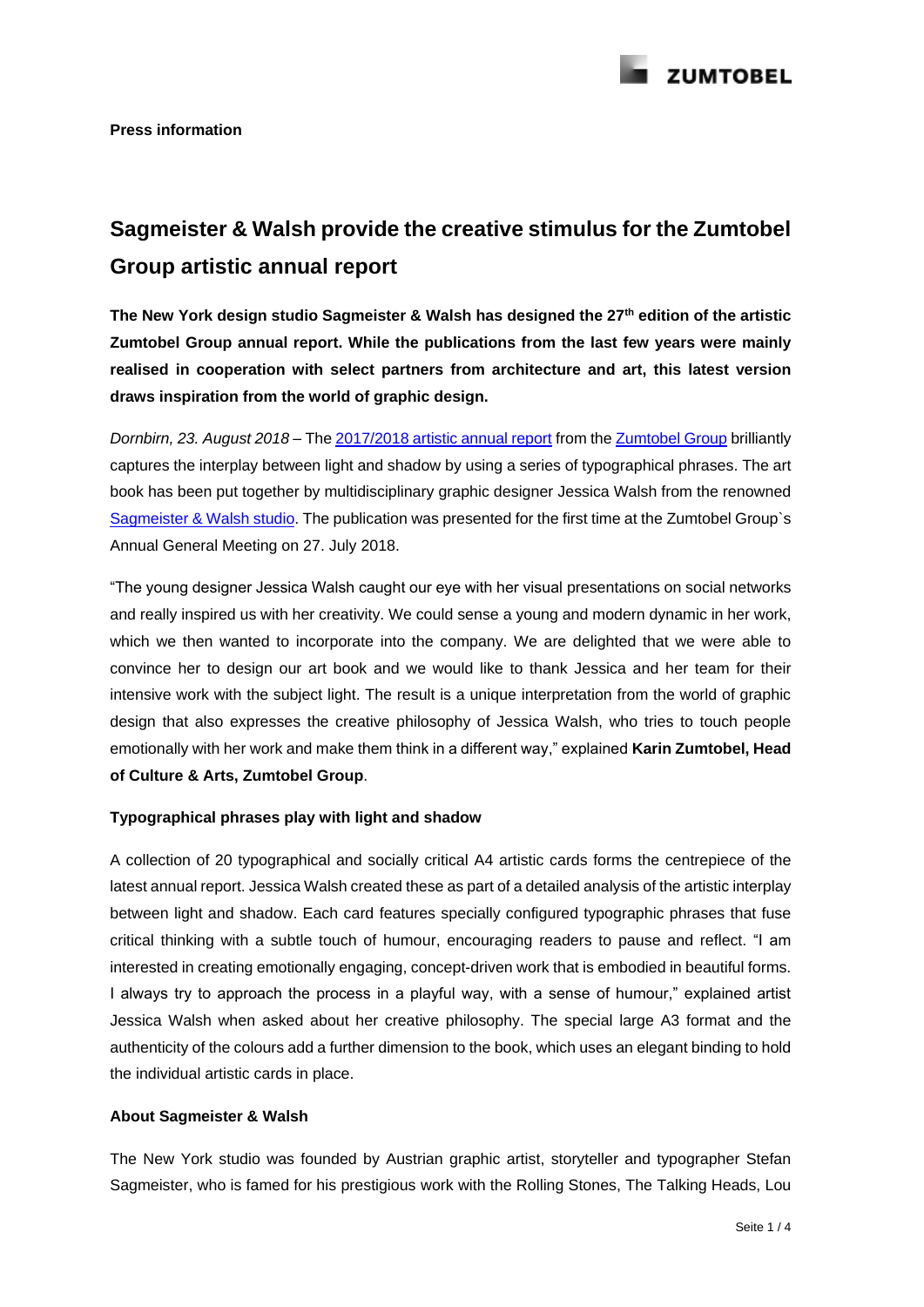**Press information**

# Sagmeister & Walsh provide the creative stimulus for the Zumtobel Group artistic annual report

**The New York design studio Sagmeister & Walsh has designed the 27th edition of the artistic Zumtobel Group annual report. While the publications from the last few years were mainly realised in cooperation with select partners from architecture and art, this latest version draws inspiration from the world of graphic design.**

*Dornbirn, 23. August 2018* – The 2017/2018 artistic annual report from the Zumtobel Group brilliantly captures the interplay between light and shadow by using a series of typographical phrases. The art book has been put together by multidisciplinary graphic designer Jessica Walsh from the renowned Sagmeister & Walsh studio. The publication was presented for the first time at the Zumtobel Group`s Annual General Meeting on 27. July 2018.

"The young designer Jessica Walsh caught our eye with her visual presentations on social networks and really inspired us with her creativity. We could sense a young and modern dynamic in her work, which we then wanted to incorporate into the company. We are delighted that we were able to convince her to design our art book and we would like to thank Jessica and her team for their intensive work with the subject light. The result is a unique interpretation from the world of graphic design that also expresses the creative philosophy of Jessica Walsh, who tries to touch people emotionally with her work and make them think in a different way," explained **Karin Zumtobel, Head of Culture & Arts, Zumtobel Group**.

### Typographical phrases play with light and shadow

A collection of 20 typographical and socially critical A4 artistic cards forms the centrepiece of the latest annual report. Jessica Walsh created these as part of a detailed analysis of the artistic interplay between light and shadow. Each card features specially configured typographic phrases that fuse critical thinking with a subtle touch of humour, encouraging readers to pause and reflect. "I am interested in creating emotionally engaging, concept-driven work that is embodied in beautiful forms. I always try to approach the process in a playful way, with a sense of humour," explained artist Jessica Walsh when asked about her creative philosophy. The special large A3 format and the authenticity of the colours add a further dimension to the book, which uses an elegant binding to hold the individual artistic cards in place.

### About Sagmeister & Walsh

The New York studio was founded by Austrian graphic artist, storyteller and typographer Stefan Sagmeister, who is famed for his prestigious work with the Rolling Stones, The Talking Heads, Lou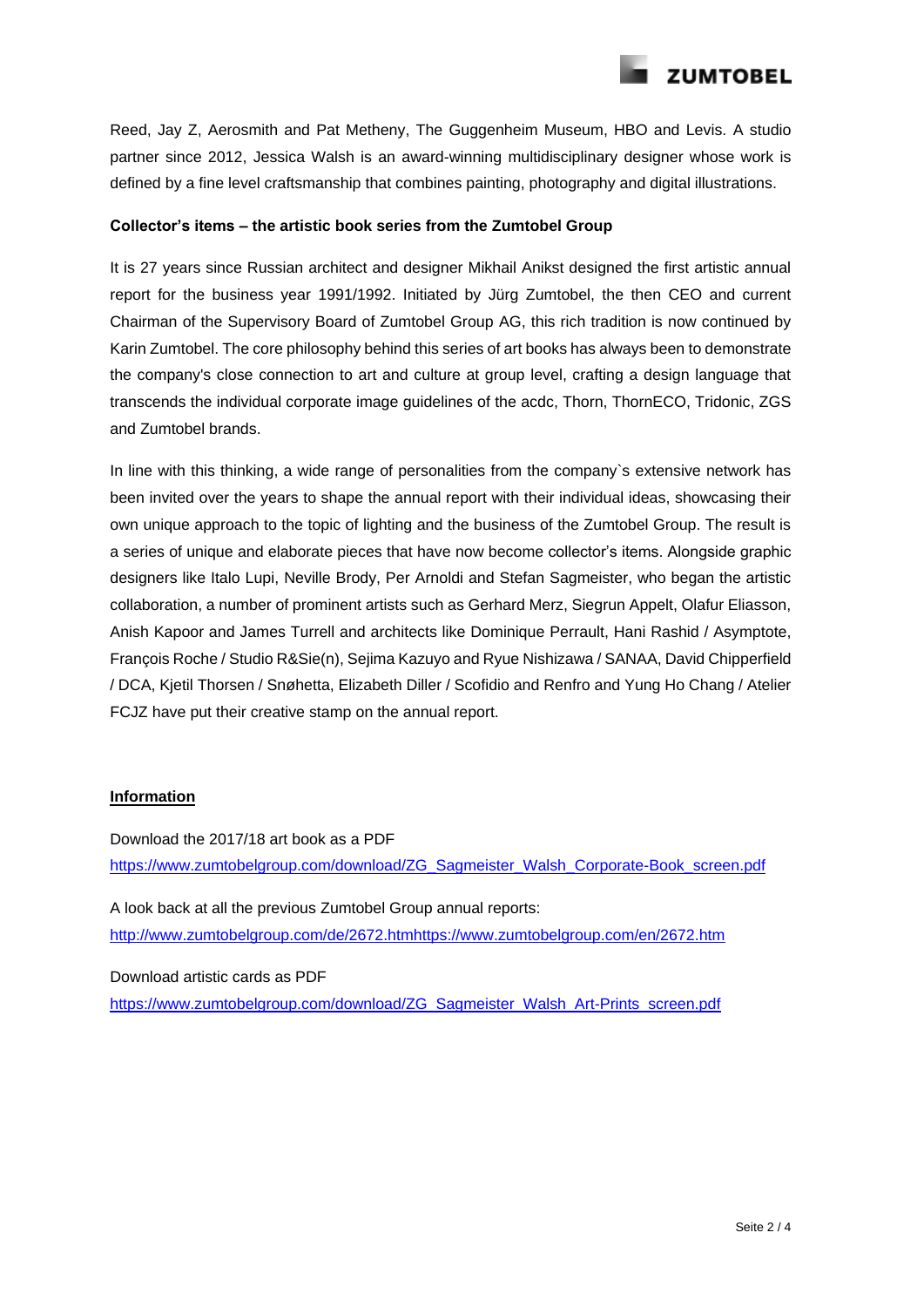Reed, Jay Z, Aerosmith and Pat Metheny, The Guggenheim Museum, HBO and Levis. A studio partner since 2012, Jessica Walsh is an award-winning multidisciplinary designer whose work is defined by a fine level craftsmanship that combines painting, photography and digital illustrations.

**Collector's items – the artistic book series from the Zumtobel Group**

It is 27 years since Russian architect and designer Mikhail Anikst designed the first artistic annual report for the business year 1991/1992. Initiated by Jürg Zumtobel, the then CEO and current Chairman of the Supervisory Board of Zumtobel Group AG, this rich tradition is now continued by Karin Zumtobel. The core philosophy behind this series of art books has always been to demonstrate the company's close connection to art and culture at group level, crafting a design language that transcends the individual corporate image guidelines of the acdc, Thorn, ThornECO, Tridonic, ZGS and Zumtobel brands.

In line with this thinking, a wide range of personalities from the company`s extensive network has been invited over the years to shape the annual report with their individual ideas, showcasing their own unique approach to the topic of lighting and the business of the Zumtobel Group. The result is a series of unique and elaborate pieces that have now become collector's items. Alongside graphic designers like Italo Lupi, Neville Brody, Per Arnoldi and Stefan Sagmeister, who began the artistic collaboration, a number of prominent artists such as Gerhard Merz, Siegrun Appelt, Olafur Eliasson, Anish Kapoor and James Turrell and architects like Dominique Perrault, Hani Rashid / Asymptote, François Roche / Studio R&Sie(n), Sejima Kazuyo and Ryue Nishizawa / SANAA, David Chipperfield / DCA, Kjetil Thorsen / Snøhetta, Elizabeth Diller / Scofidio and Renfro and Yung Ho Chang / Atelier FCJZ have put their creative stamp on the annual report.

**Information**

Download the 2017/18 art book as a PDF
https://www.zumtobelgroup.com/download/ZG_Sagmeister_Walsh_Corporate-Book_screen.pdf

A look back at all the previous Zumtobel Group annual reports:
http://www.zumtobelgroup.com/de/2672.htmhttps://www.zumtobelgroup.com/en/2672.htm

Download artistic cards as PDF
https://www.zumtobelgroup.com/download/ZG_Sagmeister_Walsh_Art-Prints_screen.pdf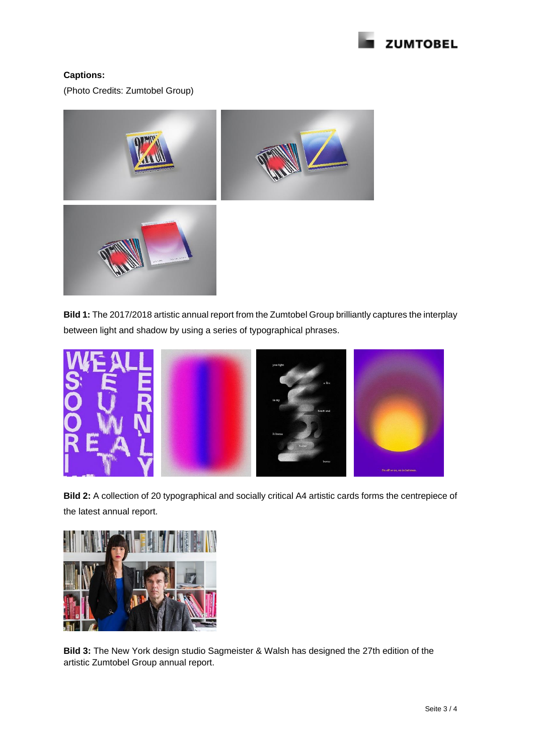**Captions:**

(Photo Credits: Zumtobel Group)

**Bild 1:** The 2017/2018 artistic annual report from the Zumtobel Group brilliantly captures the interplay between light and shadow by using a series of typographical phrases.

**Bild 2:** A collection of 20 typographical and socially critical A4 artistic cards forms the centrepiece of the latest annual report.

**Bild 3:** The New York design studio Sagmeister & Walsh has designed the 27th edition of the artistic Zumtobel Group annual report.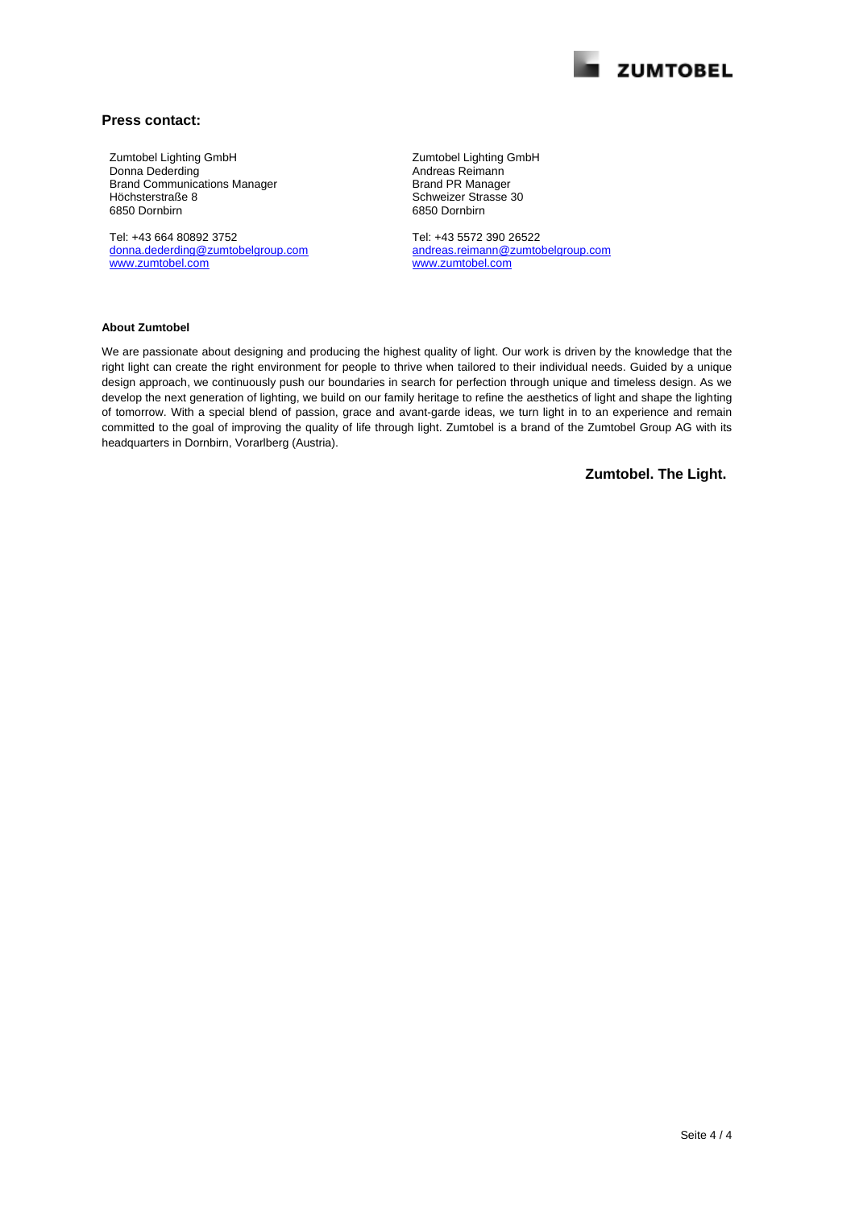## Press contact:

Zumtobel Lighting GmbH
Donna Dederding
Brand Communications Manager
Höchsterstraße 8
6850 Dornbirn

Tel: +43 664 80892 3752
donna.dederding@zumtobelgroup.com
www.zumtobel.com

Zumtobel Lighting GmbH
Andreas Reimann
Brand PR Manager
Schweizer Strasse 30
6850 Dornbirn

Tel: +43 5572 390 26522
andreas.reimann@zumtobelgroup.com
www.zumtobel.com

**About Zumtobel**

We are passionate about designing and producing the highest quality of light. Our work is driven by the knowledge that the right light can create the right environment for people to thrive when tailored to their individual needs. Guided by a unique design approach, we continuously push our boundaries in search for perfection through unique and timeless design. As we develop the next generation of lighting, we build on our family heritage to refine the aesthetics of light and shape the lighting of tomorrow. With a special blend of passion, grace and avant-garde ideas, we turn light in to an experience and remain committed to the goal of improving the quality of life through light. Zumtobel is a brand of the Zumtobel Group AG with its headquarters in Dornbirn, Vorarlberg (Austria).

**Zumtobel. The Light.**